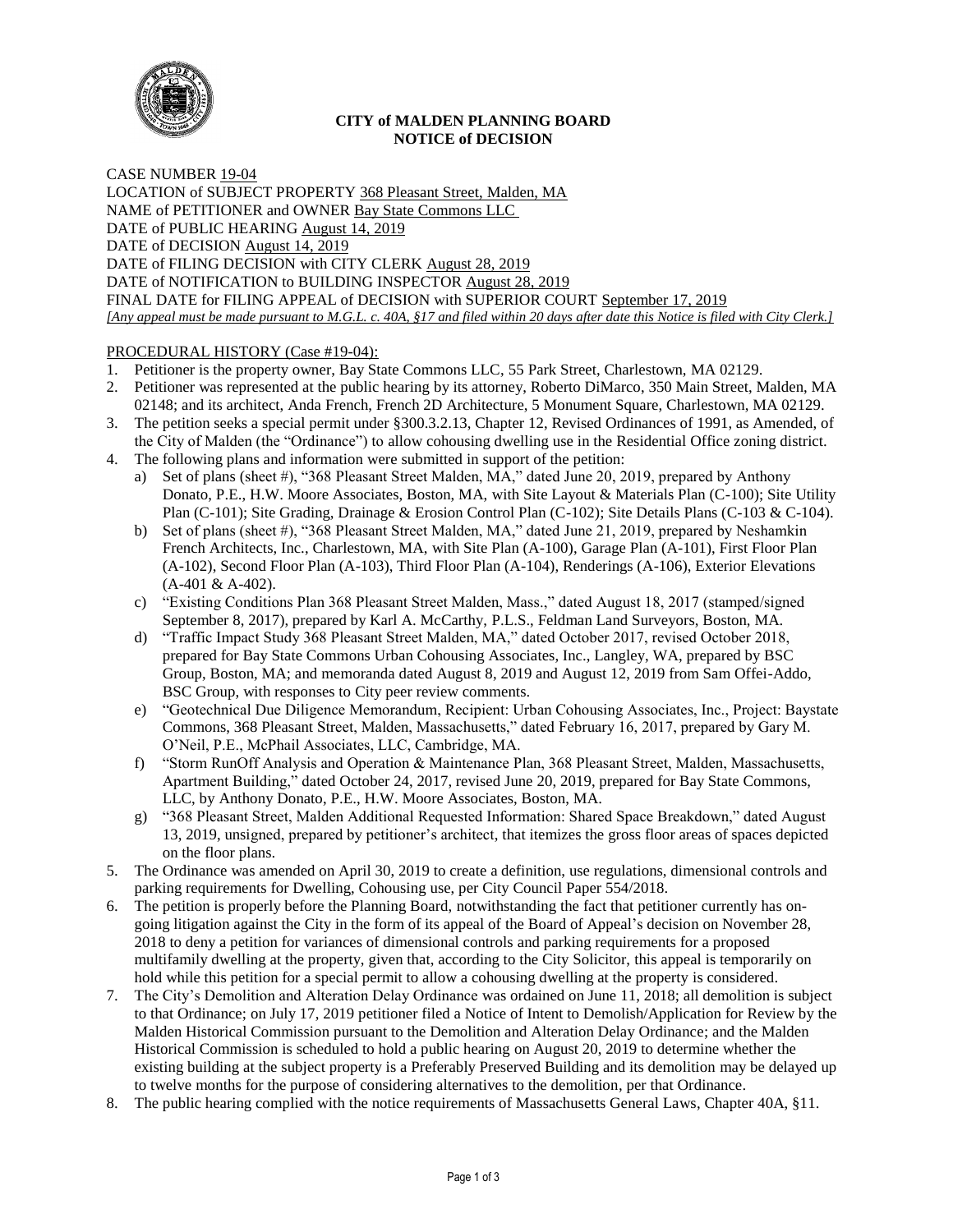**CITY of MALDEN PLANNING BOARD**
**NOTICE of DECISION**

CASE NUMBER 19-04
LOCATION of SUBJECT PROPERTY 368 Pleasant Street, Malden, MA
NAME of PETITIONER and OWNER Bay State Commons LLC
DATE of PUBLIC HEARING August 14, 2019
DATE of DECISION August 14, 2019
DATE of FILING DECISION with CITY CLERK August 28, 2019
DATE of NOTIFICATION to BUILDING INSPECTOR August 28, 2019
FINAL DATE for FILING APPEAL of DECISION with SUPERIOR COURT September 17, 2019
*[Any appeal must be made pursuant to M.G.L. c. 40A, §17 and filed within 20 days after date this Notice is filed with City Clerk.]*

PROCEDURAL HISTORY (Case #19-04):

1. Petitioner is the property owner, Bay State Commons LLC, 55 Park Street, Charlestown, MA 02129.
2. Petitioner was represented at the public hearing by its attorney, Roberto DiMarco, 350 Main Street, Malden, MA 02148; and its architect, Anda French, French 2D Architecture, 5 Monument Square, Charlestown, MA 02129.
3. The petition seeks a special permit under §300.3.2.13, Chapter 12, Revised Ordinances of 1991, as Amended, of the City of Malden (the "Ordinance") to allow cohousing dwelling use in the Residential Office zoning district.
4. The following plans and information were submitted in support of the petition:
   a) Set of plans (sheet #), "368 Pleasant Street Malden, MA," dated June 20, 2019, prepared by Anthony Donato, P.E., H.W. Moore Associates, Boston, MA, with Site Layout & Materials Plan (C-100); Site Utility Plan (C-101); Site Grading, Drainage & Erosion Control Plan (C-102); Site Details Plans (C-103 & C-104).
   b) Set of plans (sheet #), "368 Pleasant Street Malden, MA," dated June 21, 2019, prepared by Neshamkin French Architects, Inc., Charlestown, MA, with Site Plan (A-100), Garage Plan (A-101), First Floor Plan (A-102), Second Floor Plan (A-103), Third Floor Plan (A-104), Renderings (A-106), Exterior Elevations (A-401 & A-402).
   c) "Existing Conditions Plan 368 Pleasant Street Malden, Mass.," dated August 18, 2017 (stamped/signed September 8, 2017), prepared by Karl A. McCarthy, P.L.S., Feldman Land Surveyors, Boston, MA.
   d) "Traffic Impact Study 368 Pleasant Street Malden, MA," dated October 2017, revised October 2018, prepared for Bay State Commons Urban Cohousing Associates, Inc., Langley, WA, prepared by BSC Group, Boston, MA; and memoranda dated August 8, 2019 and August 12, 2019 from Sam Offei-Addo, BSC Group, with responses to City peer review comments.
   e) "Geotechnical Due Diligence Memorandum, Recipient: Urban Cohousing Associates, Inc., Project: Baystate Commons, 368 Pleasant Street, Malden, Massachusetts," dated February 16, 2017, prepared by Gary M. O'Neil, P.E., McPhail Associates, LLC, Cambridge, MA.
   f) "Storm RunOff Analysis and Operation & Maintenance Plan, 368 Pleasant Street, Malden, Massachusetts, Apartment Building," dated October 24, 2017, revised June 20, 2019, prepared for Bay State Commons, LLC, by Anthony Donato, P.E., H.W. Moore Associates, Boston, MA.
   g) "368 Pleasant Street, Malden Additional Requested Information: Shared Space Breakdown," dated August 13, 2019, unsigned, prepared by petitioner's architect, that itemizes the gross floor areas of spaces depicted on the floor plans.
5. The Ordinance was amended on April 30, 2019 to create a definition, use regulations, dimensional controls and parking requirements for Dwelling, Cohousing use, per City Council Paper 554/2018.
6. The petition is properly before the Planning Board, notwithstanding the fact that petitioner currently has on-going litigation against the City in the form of its appeal of the Board of Appeal's decision on November 28, 2018 to deny a petition for variances of dimensional controls and parking requirements for a proposed multifamily dwelling at the property, given that, according to the City Solicitor, this appeal is temporarily on hold while this petition for a special permit to allow a cohousing dwelling at the property is considered.
7. The City's Demolition and Alteration Delay Ordinance was ordained on June 11, 2018; all demolition is subject to that Ordinance; on July 17, 2019 petitioner filed a Notice of Intent to Demolish/Application for Review by the Malden Historical Commission pursuant to the Demolition and Alteration Delay Ordinance; and the Malden Historical Commission is scheduled to hold a public hearing on August 20, 2019 to determine whether the existing building at the subject property is a Preferably Preserved Building and its demolition may be delayed up to twelve months for the purpose of considering alternatives to the demolition, per that Ordinance.
8. The public hearing complied with the notice requirements of Massachusetts General Laws, Chapter 40A, §11.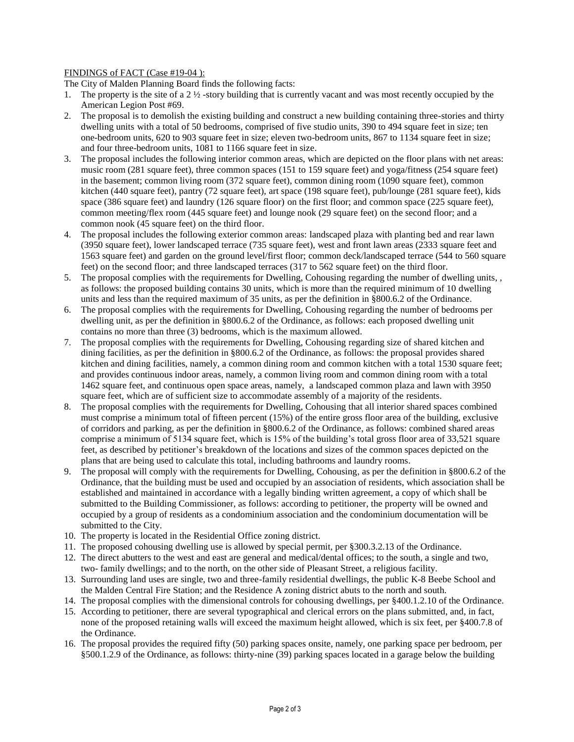FINDINGS of FACT (Case #19-04 ):

The City of Malden Planning Board finds the following facts:

1. The property is the site of a 2 ½ -story building that is currently vacant and was most recently occupied by the American Legion Post #69.
2. The proposal is to demolish the existing building and construct a new building containing three-stories and thirty dwelling units with a total of 50 bedrooms, comprised of five studio units, 390 to 494 square feet in size; ten one-bedroom units, 620 to 903 square feet in size; eleven two-bedroom units, 867 to 1134 square feet in size; and four three-bedroom units, 1081 to 1166 square feet in size.
3. The proposal includes the following interior common areas, which are depicted on the floor plans with net areas: music room (281 square feet), three common spaces (151 to 159 square feet) and yoga/fitness (254 square feet) in the basement; common living room (372 square feet), common dining room (1090 square feet), common kitchen (440 square feet), pantry (72 square feet), art space (198 square feet), pub/lounge (281 square feet), kids space (386 square feet) and laundry (126 square floor) on the first floor; and common space (225 square feet), common meeting/flex room (445 square feet) and lounge nook (29 square feet) on the second floor; and a common nook (45 square feet) on the third floor.
4. The proposal includes the following exterior common areas: landscaped plaza with planting bed and rear lawn (3950 square feet), lower landscaped terrace (735 square feet), west and front lawn areas (2333 square feet and 1563 square feet) and garden on the ground level/first floor; common deck/landscaped terrace (544 to 560 square feet) on the second floor; and three landscaped terraces (317 to 562 square feet) on the third floor.
5. The proposal complies with the requirements for Dwelling, Cohousing regarding the number of dwelling units, , as follows: the proposed building contains 30 units, which is more than the required minimum of 10 dwelling units and less than the required maximum of 35 units, as per the definition in §800.6.2 of the Ordinance.
6. The proposal complies with the requirements for Dwelling, Cohousing regarding the number of bedrooms per dwelling unit, as per the definition in §800.6.2 of the Ordinance, as follows: each proposed dwelling unit contains no more than three (3) bedrooms, which is the maximum allowed.
7. The proposal complies with the requirements for Dwelling, Cohousing regarding size of shared kitchen and dining facilities, as per the definition in §800.6.2 of the Ordinance, as follows: the proposal provides shared kitchen and dining facilities, namely, a common dining room and common kitchen with a total 1530 square feet; and provides continuous indoor areas, namely, a common living room and common dining room with a total 1462 square feet, and continuous open space areas, namely, a landscaped common plaza and lawn with 3950 square feet, which are of sufficient size to accommodate assembly of a majority of the residents.
8. The proposal complies with the requirements for Dwelling, Cohousing that all interior shared spaces combined must comprise a minimum total of fifteen percent (15%) of the entire gross floor area of the building, exclusive of corridors and parking, as per the definition in §800.6.2 of the Ordinance, as follows: combined shared areas comprise a minimum of 5134 square feet, which is 15% of the building's total gross floor area of 33,521 square feet, as described by petitioner's breakdown of the locations and sizes of the common spaces depicted on the plans that are being used to calculate this total, including bathrooms and laundry rooms.
9. The proposal will comply with the requirements for Dwelling, Cohousing, as per the definition in §800.6.2 of the Ordinance, that the building must be used and occupied by an association of residents, which association shall be established and maintained in accordance with a legally binding written agreement, a copy of which shall be submitted to the Building Commissioner, as follows: according to petitioner, the property will be owned and occupied by a group of residents as a condominium association and the condominium documentation will be submitted to the City.
10. The property is located in the Residential Office zoning district.
11. The proposed cohousing dwelling use is allowed by special permit, per §300.3.2.13 of the Ordinance.
12. The direct abutters to the west and east are general and medical/dental offices; to the south, a single and two, two- family dwellings; and to the north, on the other side of Pleasant Street, a religious facility.
13. Surrounding land uses are single, two and three-family residential dwellings, the public K-8 Beebe School and the Malden Central Fire Station; and the Residence A zoning district abuts to the north and south.
14. The proposal complies with the dimensional controls for cohousing dwellings, per §400.1.2.10 of the Ordinance.
15. According to petitioner, there are several typographical and clerical errors on the plans submitted, and, in fact, none of the proposed retaining walls will exceed the maximum height allowed, which is six feet, per §400.7.8 of the Ordinance.
16. The proposal provides the required fifty (50) parking spaces onsite, namely, one parking space per bedroom, per §500.1.2.9 of the Ordinance, as follows: thirty-nine (39) parking spaces located in a garage below the building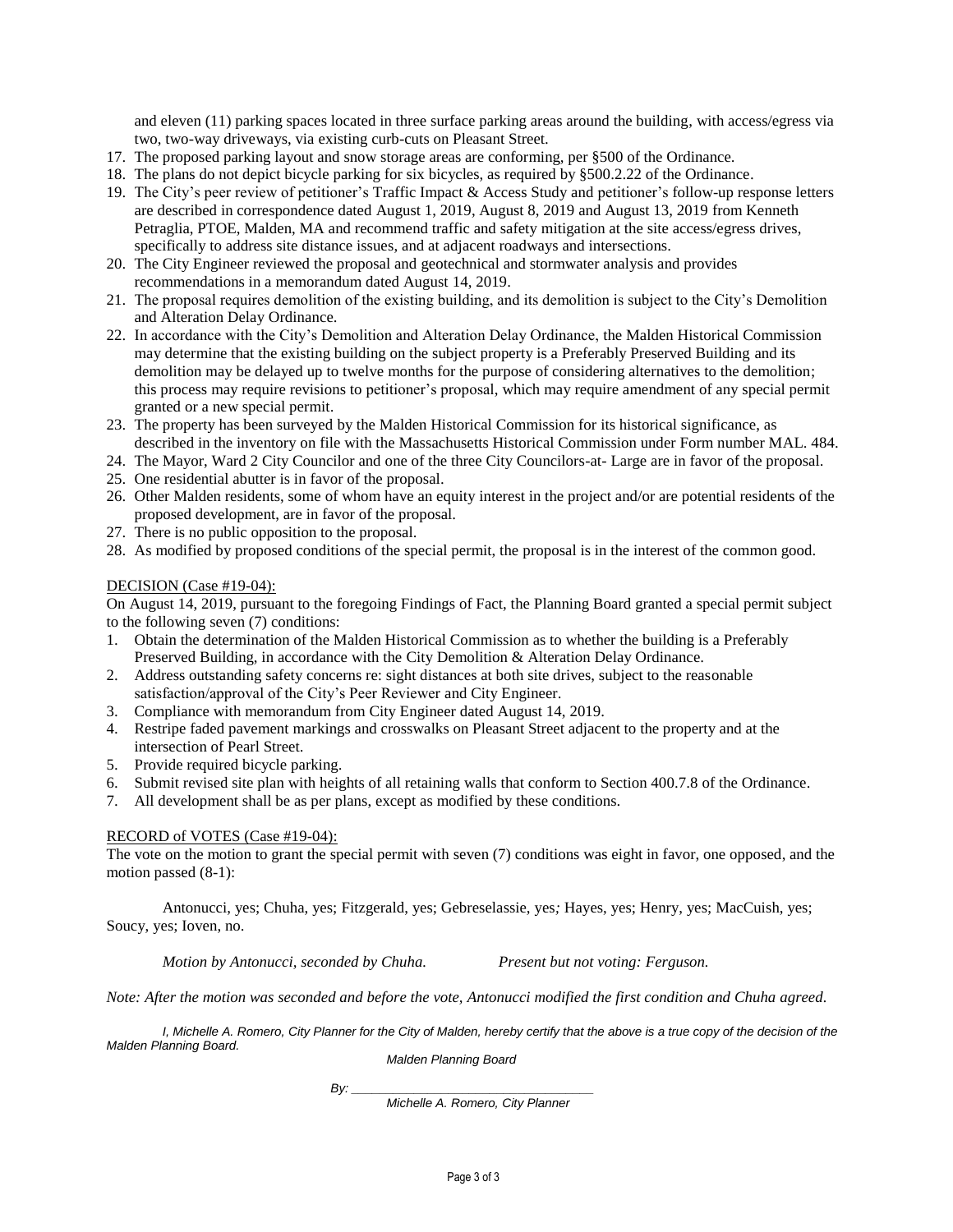and eleven (11) parking spaces located in three surface parking areas around the building, with access/egress via two, two-way driveways, via existing curb-cuts on Pleasant Street.

17. The proposed parking layout and snow storage areas are conforming, per §500 of the Ordinance.
18. The plans do not depict bicycle parking for six bicycles, as required by §500.2.22 of the Ordinance.
19. The City's peer review of petitioner's Traffic Impact & Access Study and petitioner's follow-up response letters are described in correspondence dated August 1, 2019, August 8, 2019 and August 13, 2019 from Kenneth Petraglia, PTOE, Malden, MA and recommend traffic and safety mitigation at the site access/egress drives, specifically to address site distance issues, and at adjacent roadways and intersections.
20. The City Engineer reviewed the proposal and geotechnical and stormwater analysis and provides recommendations in a memorandum dated August 14, 2019.
21. The proposal requires demolition of the existing building, and its demolition is subject to the City's Demolition and Alteration Delay Ordinance.
22. In accordance with the City's Demolition and Alteration Delay Ordinance, the Malden Historical Commission may determine that the existing building on the subject property is a Preferably Preserved Building and its demolition may be delayed up to twelve months for the purpose of considering alternatives to the demolition; this process may require revisions to petitioner's proposal, which may require amendment of any special permit granted or a new special permit.
23. The property has been surveyed by the Malden Historical Commission for its historical significance, as described in the inventory on file with the Massachusetts Historical Commission under Form number MAL. 484.
24. The Mayor, Ward 2 City Councilor and one of the three City Councilors-at- Large are in favor of the proposal.
25. One residential abutter is in favor of the proposal.
26. Other Malden residents, some of whom have an equity interest in the project and/or are potential residents of the proposed development, are in favor of the proposal.
27. There is no public opposition to the proposal.
28. As modified by proposed conditions of the special permit, the proposal is in the interest of the common good.

DECISION (Case #19-04):

On August 14, 2019, pursuant to the foregoing Findings of Fact, the Planning Board granted a special permit subject to the following seven (7) conditions:

1. Obtain the determination of the Malden Historical Commission as to whether the building is a Preferably Preserved Building, in accordance with the City Demolition & Alteration Delay Ordinance.
2. Address outstanding safety concerns re: sight distances at both site drives, subject to the reasonable satisfaction/approval of the City's Peer Reviewer and City Engineer.
3. Compliance with memorandum from City Engineer dated August 14, 2019.
4. Restripe faded pavement markings and crosswalks on Pleasant Street adjacent to the property and at the intersection of Pearl Street.
5. Provide required bicycle parking.
6. Submit revised site plan with heights of all retaining walls that conform to Section 400.7.8 of the Ordinance.
7. All development shall be as per plans, except as modified by these conditions.

RECORD of VOTES (Case #19-04):

The vote on the motion to grant the special permit with seven (7) conditions was eight in favor, one opposed, and the motion passed (8-1):

Antonucci, yes; Chuha, yes; Fitzgerald, yes; Gebreselassie, yes; Hayes, yes; Henry, yes; MacCuish, yes; Soucy, yes; Ioven, no.

*Motion by Antonucci, seconded by Chuha.* *Present but not voting: Ferguson.*

*Note: After the motion was seconded and before the vote, Antonucci modified the first condition and Chuha agreed.*

*I, Michelle A. Romero, City Planner for the City of Malden, hereby certify that the above is a true copy of the decision of the Malden Planning Board.*

*Malden Planning Board*

*By: \_\_\_\_\_\_\_\_\_\_\_\_\_\_\_\_\_\_\_\_\_\_\_\_\_\_\_\_\_\_\_\_\_\_*

*Michelle A. Romero, City Planner*